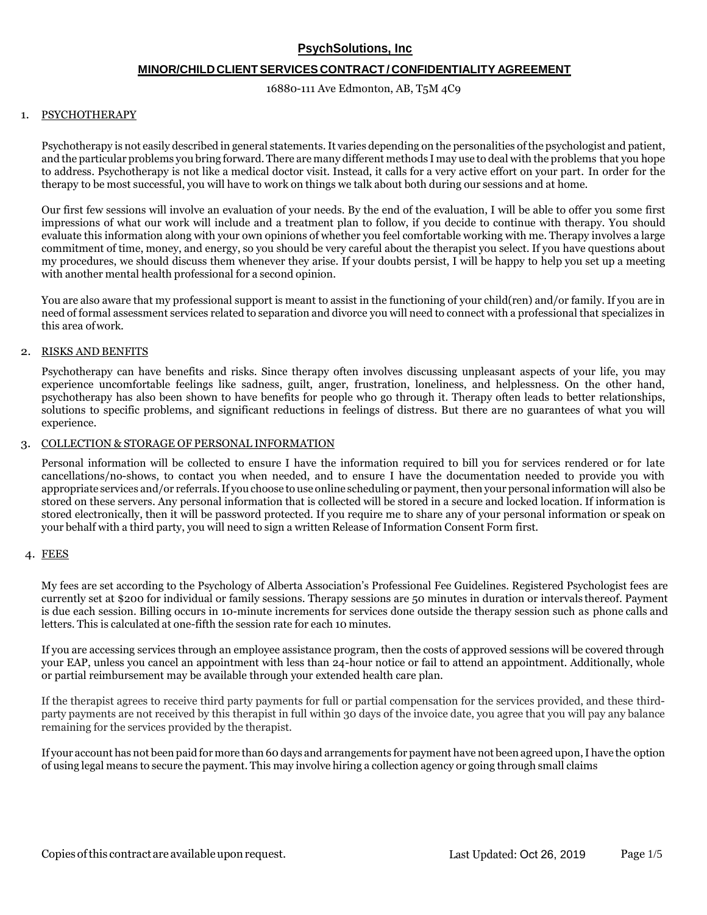# PsychSolutions, Inc

## MINOR/CHILD CLIENT SERVICES CONTRACT / CONFIDENTIALITY AGREEMENT

16880-111 Ave Edmonton, AB, T5M 4C9

### 1. PSYCHOTHERAPY

Psychotherapy is not easily described in general statements. It varies depending on the personalities of the psychologist and patient, and the particular problems you bring forward. There are many different methods I may use to deal with the problems that you hope to address. Psychotherapy is not like a medical doctor visit. Instead, it calls for a very active effort on your part. In order for the therapy to be most successful, you will have to work on things we talk about both during our sessions and at home.

Our first few sessions will involve an evaluation of your needs. By the end of the evaluation, I will be able to offer you some first impressions of what our work will include and a treatment plan to follow, if you decide to continue with therapy. You should evaluate this information along with your own opinions of whether you feel comfortable working with me. Therapy involves a large commitment of time, money, and energy, so you should be very careful about the therapist you select. If you have questions about my procedures, we should discuss them whenever they arise. If your doubts persist, I will be happy to help you set up a meeting with another mental health professional for a second opinion.

You are also aware that my professional support is meant to assist in the functioning of your child(ren) and/or family. If you are in need of formal assessment services related to separation and divorce you will need to connect with a professional that specializes in this area of work.

### 2. RISKS AND BENFITS

Psychotherapy can have benefits and risks. Since therapy often involves discussing unpleasant aspects of your life, you may experience uncomfortable feelings like sadness, guilt, anger, frustration, loneliness, and helplessness. On the other hand, psychotherapy has also been shown to have benefits for people who go through it. Therapy often leads to better relationships, solutions to specific problems, and significant reductions in feelings of distress. But there are no guarantees of what you will experience.

### 3. COLLECTION & STORAGE OF PERSONAL INFORMATION

Personal information will be collected to ensure I have the information required to bill you for services rendered or for late cancellations/no-shows, to contact you when needed, and to ensure I have the documentation needed to provide you with appropriate services and/or referrals. If you choose to use online scheduling or payment, then your personal information will also be stored on these servers. Any personal information that is collected will be stored in a secure and locked location. If information is stored electronically, then it will be password protected. If you require me to share any of your personal information or speak on your behalf with a third party, you will need to sign a written Release of Information Consent Form first.

### 4. FEES

My fees are set according to the Psychology of Alberta Association's Professional Fee Guidelines. Registered Psychologist fees are currently set at $200 for individual or family sessions. Therapy sessions are 50 minutes in duration or intervals thereof. Payment is due each session. Billing occurs in 10-minute increments for services done outside the therapy session such as phone calls and letters. This is calculated at one-fifth the session rate for each 10 minutes.

If you are accessing services through an employee assistance program, then the costs of approved sessions will be covered through your EAP, unless you cancel an appointment with less than 24-hour notice or fail to attend an appointment. Additionally, whole or partial reimbursement may be available through your extended health care plan.

If the therapist agrees to receive third party payments for full or partial compensation for the services provided, and these third-party payments are not received by this therapist in full within 30 days of the invoice date, you agree that you will pay any balance remaining for the services provided by the therapist.

If your account has not been paid for more than 60 days and arrangements for payment have not been agreed upon, I have the option of using legal means to secure the payment. This may involve hiring a collection agency or going through small claims

Copies of this contract are available upon request.

Last Updated: Oct 26, 2019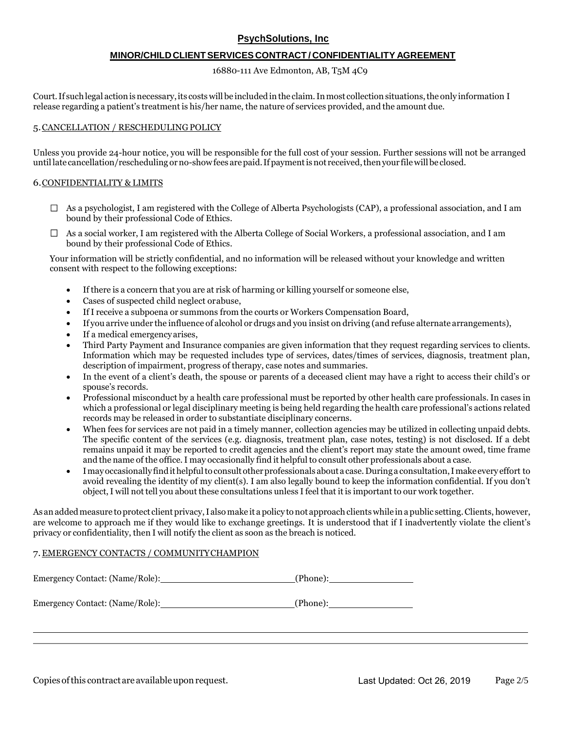**PsychSolutions, Inc**

**MINOR/CHILD CLIENT SERVICES CONTRACT / CONFIDENTIALITY AGREEMENT**

16880-111 Ave Edmonton, AB, T5M 4C9

Court. If such legal action is necessary, its costs will be included in the claim. In most collection situations, the only information I release regarding a patient's treatment is his/her name, the nature of services provided, and the amount due.

5. CANCELLATION / RESCHEDULING POLICY

Unless you provide 24-hour notice, you will be responsible for the full cost of your session. Further sessions will not be arranged until late cancellation/rescheduling or no-show fees are paid. If payment is not received, then your file will be closed.

6. CONFIDENTIALITY & LIMITS

☐ As a psychologist, I am registered with the College of Alberta Psychologists (CAP), a professional association, and I am bound by their professional Code of Ethics.

☐ As a social worker, I am registered with the Alberta College of Social Workers, a professional association, and I am bound by their professional Code of Ethics.

Your information will be strictly confidential, and no information will be released without your knowledge and written consent with respect to the following exceptions:

- If there is a concern that you are at risk of harming or killing yourself or someone else,
- Cases of suspected child neglect or abuse,
- If I receive a subpoena or summons from the courts or Workers Compensation Board,
- If you arrive under the influence of alcohol or drugs and you insist on driving (and refuse alternate arrangements),
- If a medical emergency arises,
- Third Party Payment and Insurance companies are given information that they request regarding services to clients. Information which may be requested includes type of services, dates/times of services, diagnosis, treatment plan, description of impairment, progress of therapy, case notes and summaries.
- In the event of a client's death, the spouse or parents of a deceased client may have a right to access their child's or spouse's records.
- Professional misconduct by a health care professional must be reported by other health care professionals. In cases in which a professional or legal disciplinary meeting is being held regarding the health care professional's actions related records may be released in order to substantiate disciplinary concerns.
- When fees for services are not paid in a timely manner, collection agencies may be utilized in collecting unpaid debts. The specific content of the services (e.g. diagnosis, treatment plan, case notes, testing) is not disclosed. If a debt remains unpaid it may be reported to credit agencies and the client's report may state the amount owed, time frame and the name of the office. I may occasionally find it helpful to consult other professionals about a case.
- I may occasionally find it helpful to consult other professionals about a case. During a consultation, I make every effort to avoid revealing the identity of my client(s). I am also legally bound to keep the information confidential. If you don't object, I will not tell you about these consultations unless I feel that it is important to our work together.

As an added measure to protect client privacy, I also make it a policy to not approach clients while in a public setting. Clients, however, are welcome to approach me if they would like to exchange greetings. It is understood that if I inadvertently violate the client's privacy or confidentiality, then I will notify the client as soon as the breach is noticed.

7. EMERGENCY CONTACTS / COMMUNITY CHAMPION

Emergency Contact: (Name/Role):\_\_\_\_\_\_\_\_\_\_\_\_\_\_\_\_\_\_\_\_\_\_\_\_\_\_ (Phone):\_\_\_\_\_\_\_\_\_\_\_\_\_\_\_\_\_

Emergency Contact: (Name/Role):\_\_\_\_\_\_\_\_\_\_\_\_\_\_\_\_\_\_\_\_\_\_\_\_\_\_ (Phone):\_\_\_\_\_\_\_\_\_\_\_\_\_\_\_\_\_

Copies of this contract are available upon request. Last Updated: Oct 26, 2019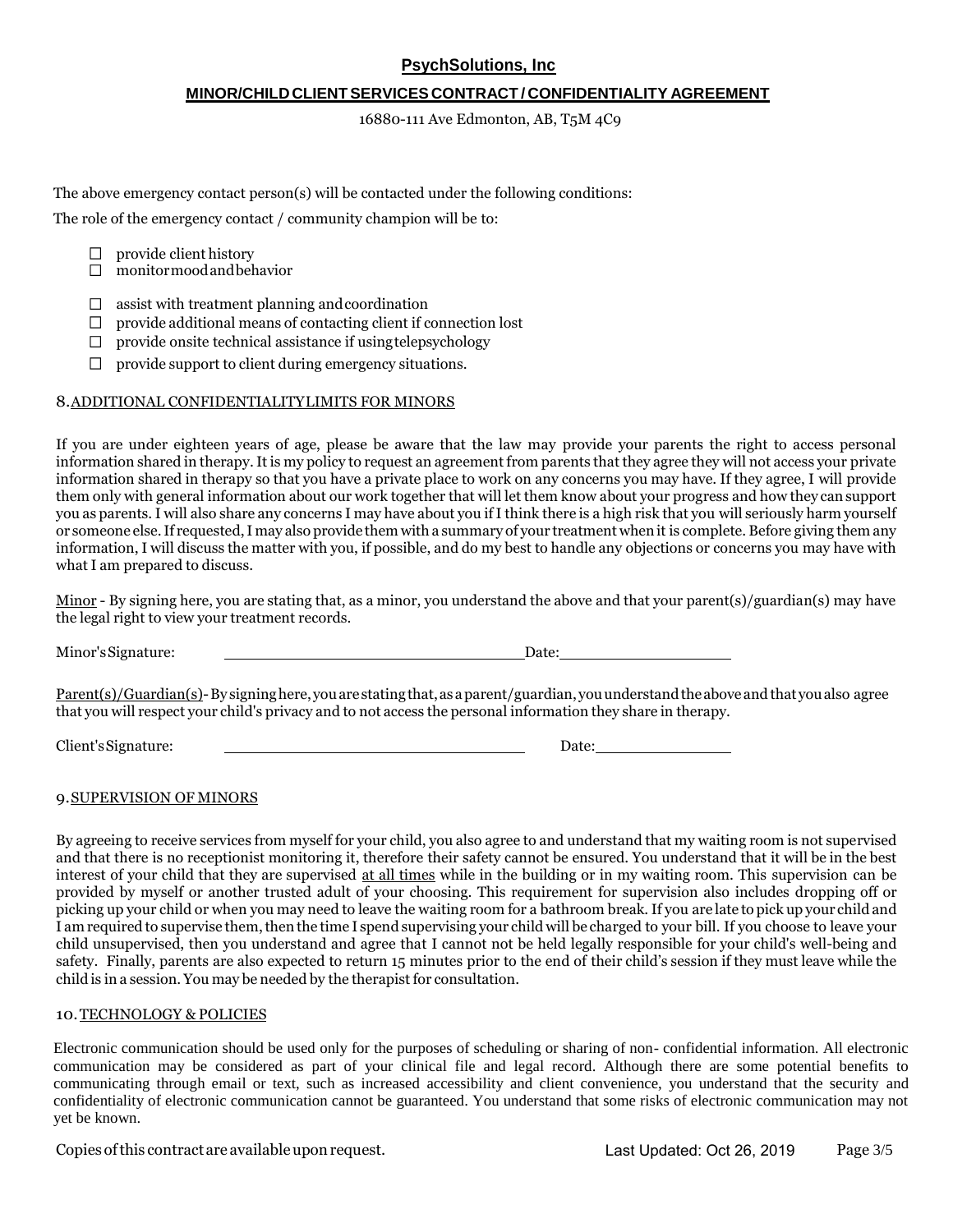**PsychSolutions, Inc**

**MINOR/CHILD CLIENT SERVICES CONTRACT / CONFIDENTIALITY AGREEMENT**

16880-111 Ave Edmonton, AB, T5M 4C9

The above emergency contact person(s) will be contacted under the following conditions:

The role of the emergency contact / community champion will be to:

- ☐ provide client history
- ☐ monitor mood and behavior
- ☐ assist with treatment planning and coordination
- ☐ provide additional means of contacting client if connection lost
- ☐ provide onsite technical assistance if using telepsychology
- ☐ provide support to client during emergency situations.

## 8. ADDITIONAL CONFIDENTIALITY LIMITS FOR MINORS

If you are under eighteen years of age, please be aware that the law may provide your parents the right to access personal information shared in therapy. It is my policy to request an agreement from parents that they agree they will not access your private information shared in therapy so that you have a private place to work on any concerns you may have. If they agree, I will provide them only with general information about our work together that will let them know about your progress and how they can support you as parents. I will also share any concerns I may have about you if I think there is a high risk that you will seriously harm yourself or someone else. If requested, I may also provide them with a summary of your treatment when it is complete. Before giving them any information, I will discuss the matter with you, if possible, and do my best to handle any objections or concerns you may have with what I am prepared to discuss.

Minor - By signing here, you are stating that, as a minor, you understand the above and that your parent(s)/guardian(s) may have the legal right to view your treatment records.

Minor's Signature: ______________________ Date: ______________

Parent(s)/Guardian(s) - By signing here, you are stating that, as a parent/guardian, you understand the above and that you also agree that you will respect your child's privacy and to not access the personal information they share in therapy.

Client's Signature: ______________________ Date: ______________

## 9. SUPERVISION OF MINORS

By agreeing to receive services from myself for your child, you also agree to and understand that my waiting room is not supervised and that there is no receptionist monitoring it, therefore their safety cannot be ensured. You understand that it will be in the best interest of your child that they are supervised at all times while in the building or in my waiting room. This supervision can be provided by myself or another trusted adult of your choosing. This requirement for supervision also includes dropping off or picking up your child or when you may need to leave the waiting room for a bathroom break. If you are late to pick up your child and I am required to supervise them, then the time I spend supervising your child will be charged to your bill. If you choose to leave your child unsupervised, then you understand and agree that I cannot not be held legally responsible for your child's well-being and safety. Finally, parents are also expected to return 15 minutes prior to the end of their child's session if they must leave while the child is in a session. You may be needed by the therapist for consultation.

## 10. TECHNOLOGY & POLICIES

Electronic communication should be used only for the purposes of scheduling or sharing of non- confidential information. All electronic communication may be considered as part of your clinical file and legal record. Although there are some potential benefits to communicating through email or text, such as increased accessibility and client convenience, you understand that the security and confidentiality of electronic communication cannot be guaranteed. You understand that some risks of electronic communication may not yet be known.

Copies of this contract are available upon request. Last Updated: Oct 26, 2019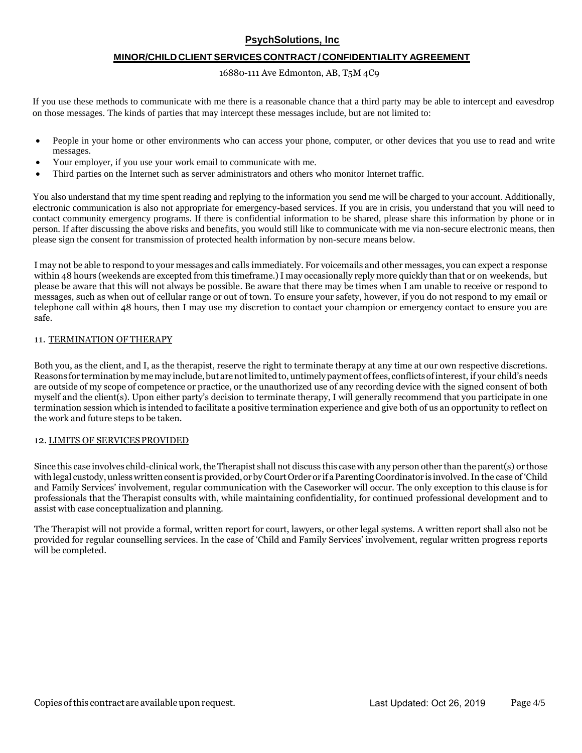If you use these methods to communicate with me there is a reasonable chance that a third party may be able to intercept and eavesdrop on those messages. The kinds of parties that may intercept these messages include, but are not limited to:

- People in your home or other environments who can access your phone, computer, or other devices that you use to read and write messages.
- Your employer, if you use your work email to communicate with me.
- Third parties on the Internet such as server administrators and others who monitor Internet traffic.

You also understand that my time spent reading and replying to the information you send me will be charged to your account. Additionally, electronic communication is also not appropriate for emergency-based services. If you are in crisis, you understand that you will need to contact community emergency programs. If there is confidential information to be shared, please share this information by phone or in person. If after discussing the above risks and benefits, you would still like to communicate with me via non-secure electronic means, then please sign the consent for transmission of protected health information by non-secure means below.

I may not be able to respond to your messages and calls immediately. For voicemails and other messages, you can expect a response within 48 hours (weekends are excepted from this timeframe.) I may occasionally reply more quickly than that or on weekends, but please be aware that this will not always be possible. Be aware that there may be times when I am unable to receive or respond to messages, such as when out of cellular range or out of town. To ensure your safety, however, if you do not respond to my email or telephone call within 48 hours, then I may use my discretion to contact your champion or emergency contact to ensure you are safe.

## 11. TERMINATION OF THERAPY

Both you, as the client, and I, as the therapist, reserve the right to terminate therapy at any time at our own respective discretions. Reasons for termination by me may include, but are not limited to, untimely payment of fees, conflicts of interest, if your child's needs are outside of my scope of competence or practice, or the unauthorized use of any recording device with the signed consent of both myself and the client(s). Upon either party's decision to terminate therapy, I will generally recommend that you participate in one termination session which is intended to facilitate a positive termination experience and give both of us an opportunity to reflect on the work and future steps to be taken.

## 12. LIMITS OF SERVICES PROVIDED

Since this case involves child-clinical work, the Therapist shall not discuss this case with any person other than the parent(s) or those with legal custody, unless written consent is provided, or by Court Order or if a Parenting Coordinator is involved. In the case of 'Child and Family Services' involvement, regular communication with the Caseworker will occur. The only exception to this clause is for professionals that the Therapist consults with, while maintaining confidentiality, for continued professional development and to assist with case conceptualization and planning.

The Therapist will not provide a formal, written report for court, lawyers, or other legal systems. A written report shall also not be provided for regular counselling services. In the case of 'Child and Family Services' involvement, regular written progress reports will be completed.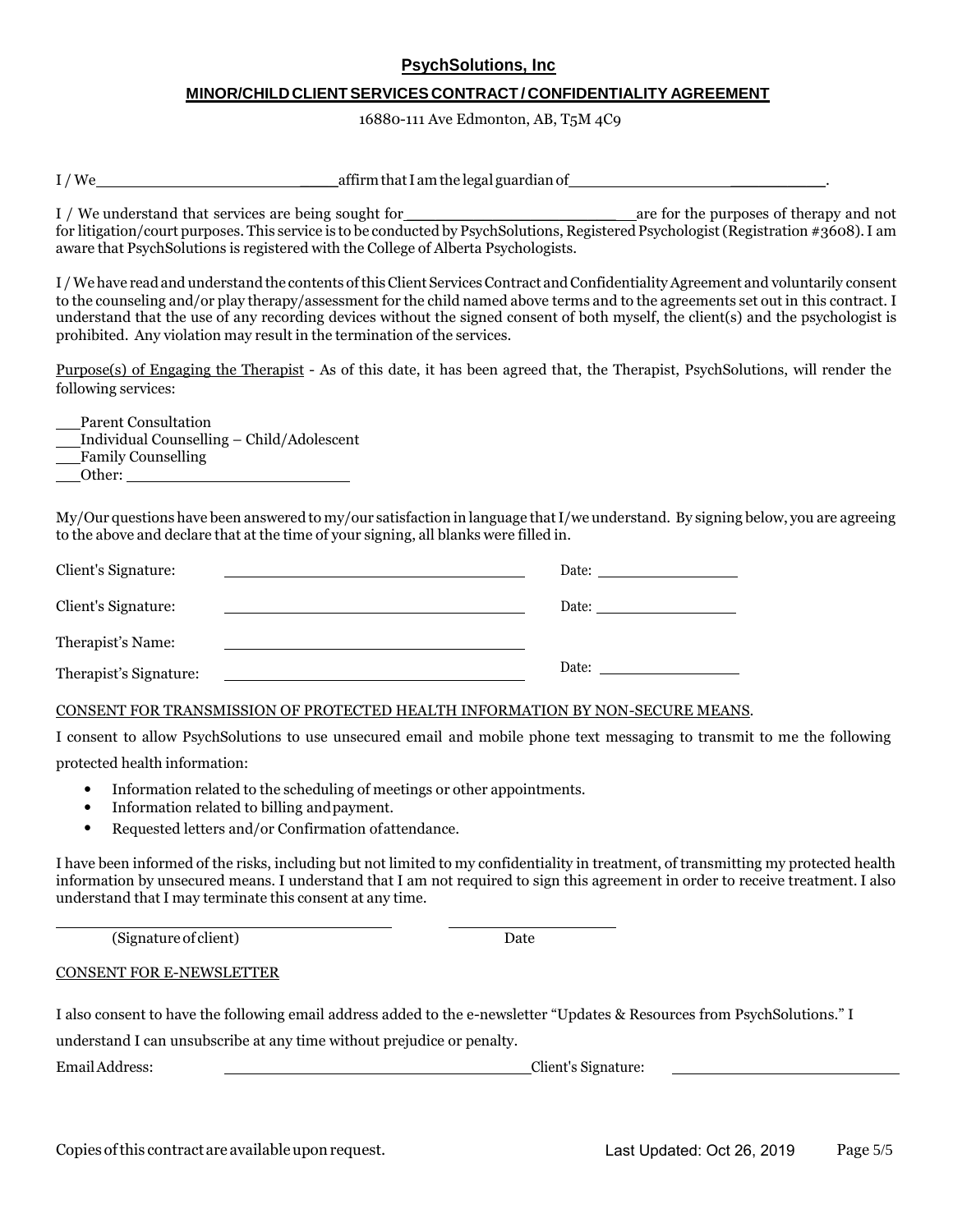**PsychSolutions, Inc**

**MINOR/CHILD CLIENT SERVICES CONTRACT / CONFIDENTIALITY AGREEMENT**

16880-111 Ave Edmonton, AB, T5M 4C9

I / We ______________________________ affirm that I am the legal guardian of ______________________________.

I / We understand that services are being sought for ______________________________ are for the purposes of therapy and not for litigation/court purposes. This service is to be conducted by PsychSolutions, Registered Psychologist (Registration #3608). I am aware that PsychSolutions is registered with the College of Alberta Psychologists.

I / We have read and understand the contents of this Client Services Contract and Confidentiality Agreement and voluntarily consent to the counseling and/or play therapy/assessment for the child named above terms and to the agreements set out in this contract. I understand that the use of any recording devices without the signed consent of both myself, the client(s) and the psychologist is prohibited. Any violation may result in the termination of the services.

Purpose(s) of Engaging the Therapist - As of this date, it has been agreed that, the Therapist, PsychSolutions, will render the following services:

___Parent Consultation
___Individual Counselling – Child/Adolescent
___Family Counselling
___Other: ______________________________

My/Our questions have been answered to my/our satisfaction in language that I/we understand. By signing below, you are agreeing to the above and declare that at the time of your signing, all blanks were filled in.

Client's Signature: ______________________________ Date: ______________

Client's Signature: ______________________________ Date: ______________

Therapist's Name: ______________________________

Therapist's Signature: ______________________________ Date: ______________

CONSENT FOR TRANSMISSION OF PROTECTED HEALTH INFORMATION BY NON-SECURE MEANS.

I consent to allow PsychSolutions to use unsecured email and mobile phone text messaging to transmit to me the following protected health information:

- Information related to the scheduling of meetings or other appointments.
- Information related to billing and payment.
- Requested letters and/or Confirmation of attendance.

I have been informed of the risks, including but not limited to my confidentiality in treatment, of transmitting my protected health information by unsecured means. I understand that I am not required to sign this agreement in order to receive treatment. I also understand that I may terminate this consent at any time.

______________________________ ______________
(Signature of client) Date

CONSENT FOR E-NEWSLETTER

I also consent to have the following email address added to the e-newsletter "Updates & Resources from PsychSolutions." I understand I can unsubscribe at any time without prejudice or penalty.

Email Address: ______________________________ Client's Signature: ______________________________

Copies of this contract are available upon request.

Last Updated: Oct 26, 2019